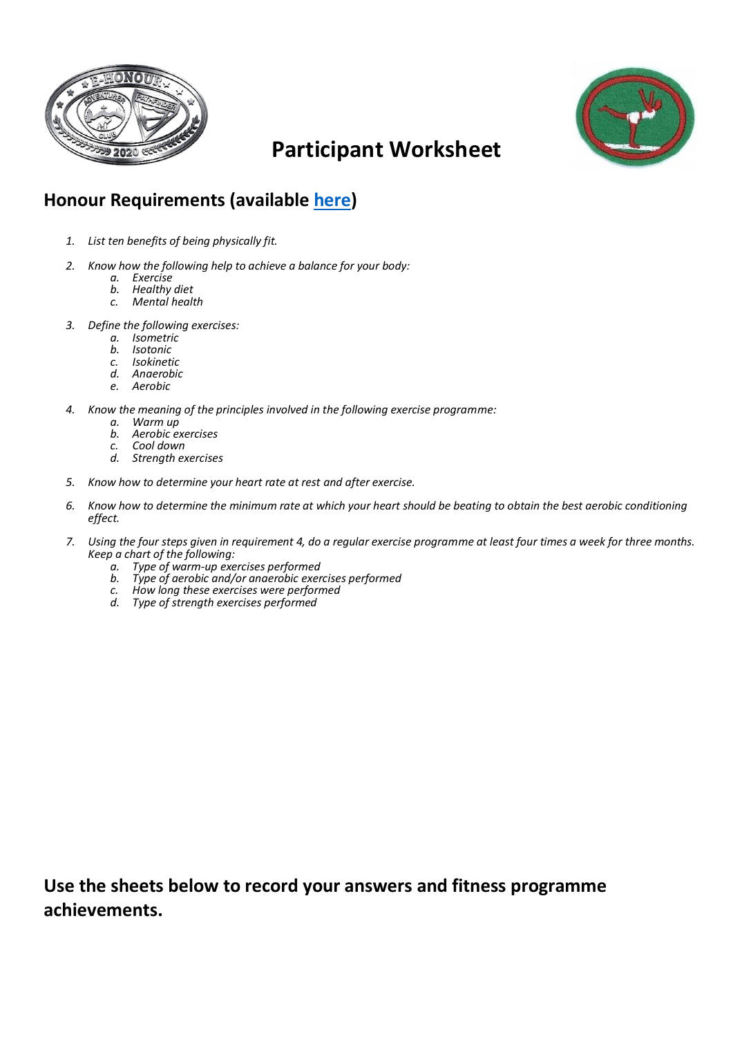# Participant Worksheet

## Honour Requirements (available [here](#))

1. *List ten benefits of being physically fit.*

2. *Know how the following help to achieve a balance for your body:*
   a. *Exercise*
   b. *Healthy diet*
   c. *Mental health*

3. *Define the following exercises:*
   a. *Isometric*
   b. *Isotonic*
   c. *Isokinetic*
   d. *Anaerobic*
   e. *Aerobic*

4. *Know the meaning of the principles involved in the following exercise programme:*
   a. *Warm up*
   b. *Aerobic exercises*
   c. *Cool down*
   d. *Strength exercises*

5. *Know how to determine your heart rate at rest and after exercise.*

6. *Know how to determine the minimum rate at which your heart should be beating to obtain the best aerobic conditioning effect.*

7. *Using the four steps given in requirement 4, do a regular exercise programme at least four times a week for three months. Keep a chart of the following:*
   a. *Type of warm-up exercises performed*
   b. *Type of aerobic and/or anaerobic exercises performed*
   c. *How long these exercises were performed*
   d. *Type of strength exercises performed*

**Use the sheets below to record your answers and fitness programme achievements.**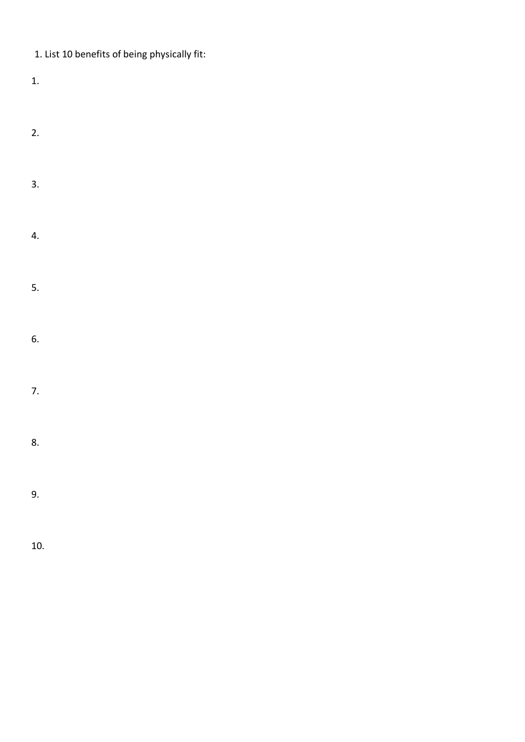1. List 10 benefits of being physically fit:

1.

2.

3.

4.

5.

6.

7.

8.

9.

10.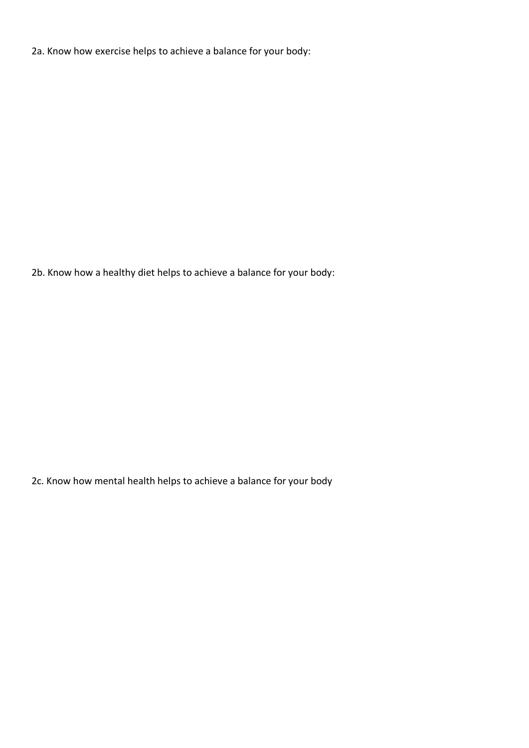2a. Know how exercise helps to achieve a balance for your body:

2b. Know how a healthy diet helps to achieve a balance for your body:

2c. Know how mental health helps to achieve a balance for your body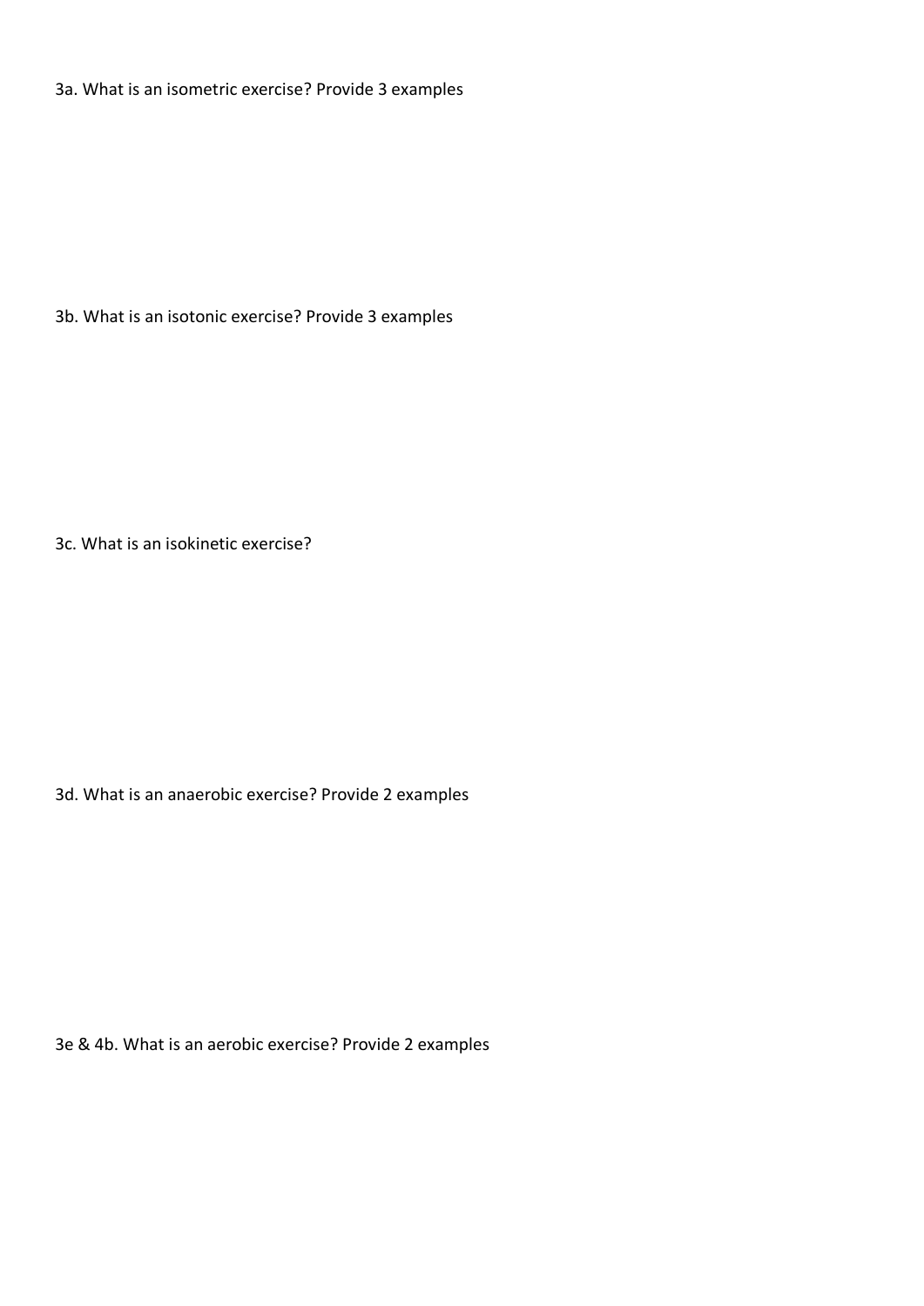3a. What is an isometric exercise? Provide 3 examples

3b. What is an isotonic exercise? Provide 3 examples

3c. What is an isokinetic exercise?

3d. What is an anaerobic exercise? Provide 2 examples

3e & 4b. What is an aerobic exercise? Provide 2 examples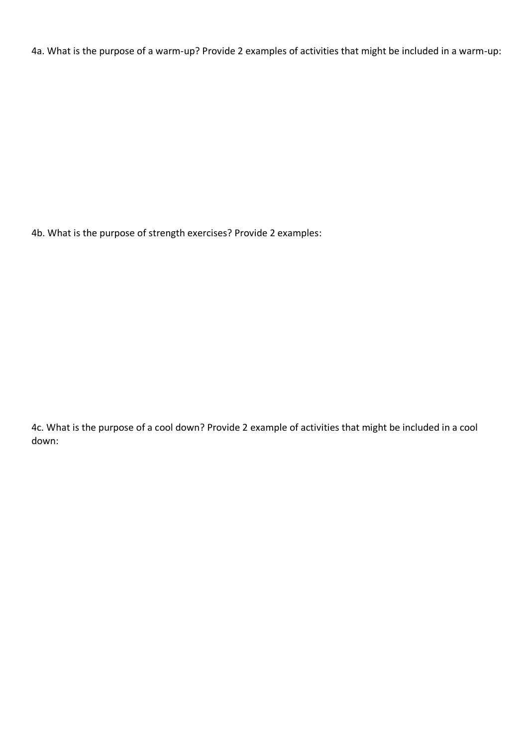4a. What is the purpose of a warm-up? Provide 2 examples of activities that might be included in a warm-up:

4b. What is the purpose of strength exercises? Provide 2 examples:

4c. What is the purpose of a cool down? Provide 2 example of activities that might be included in a cool down: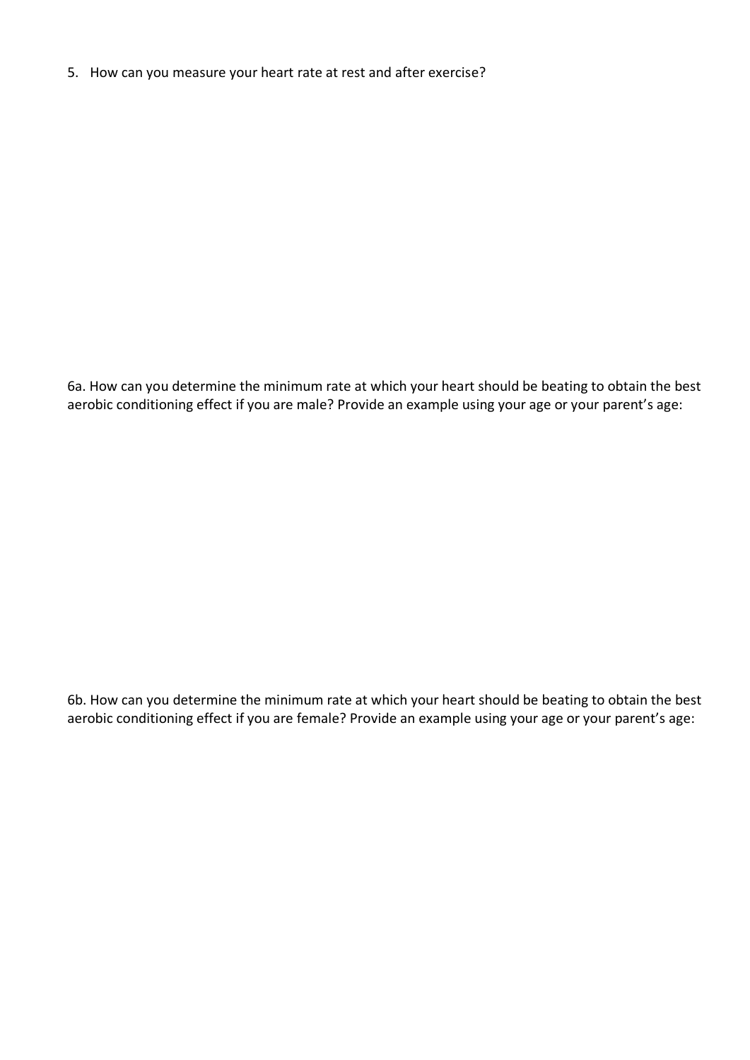5. How can you measure your heart rate at rest and after exercise?

6a. How can you determine the minimum rate at which your heart should be beating to obtain the best aerobic conditioning effect if you are male? Provide an example using your age or your parent's age:

6b. How can you determine the minimum rate at which your heart should be beating to obtain the best aerobic conditioning effect if you are female? Provide an example using your age or your parent's age: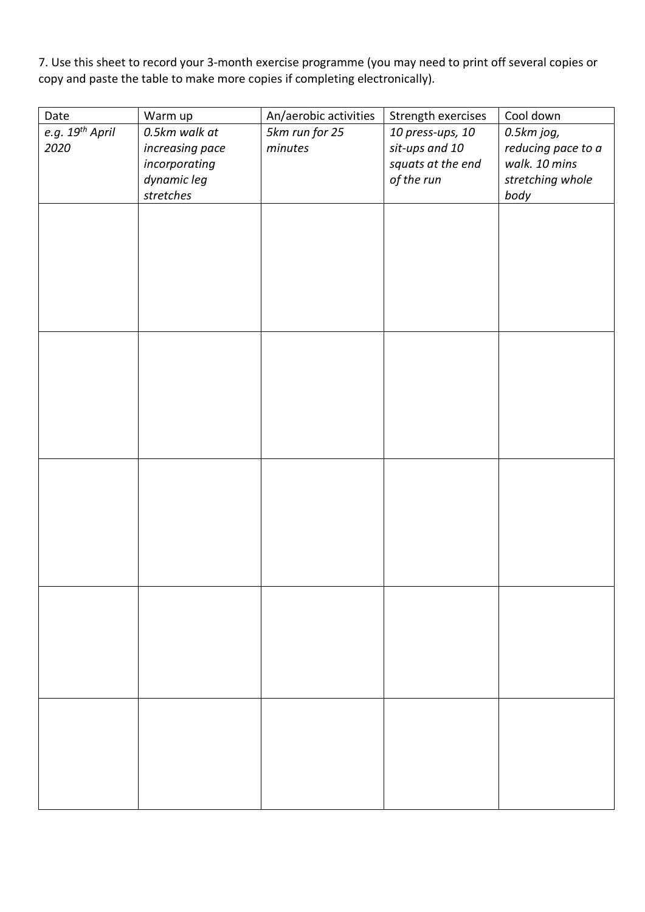7. Use this sheet to record your 3-month exercise programme (you may need to print off several copies or copy and paste the table to make more copies if completing electronically).

| Date | Warm up | An/aerobic activities | Strength exercises | Cool down |
|---|---|---|---|---|
| *e.g. 19th April 2020* | *0.5km walk at increasing pace incorporating dynamic leg stretches* | *5km run for 25 minutes* | *10 press-ups, 10 sit-ups and 10 squats at the end of the run* | *0.5km jog, reducing pace to a walk. 10 mins stretching whole body* |
| | | | | |
| | | | | |
| | | | | |
| | | | | |
| | | | | |